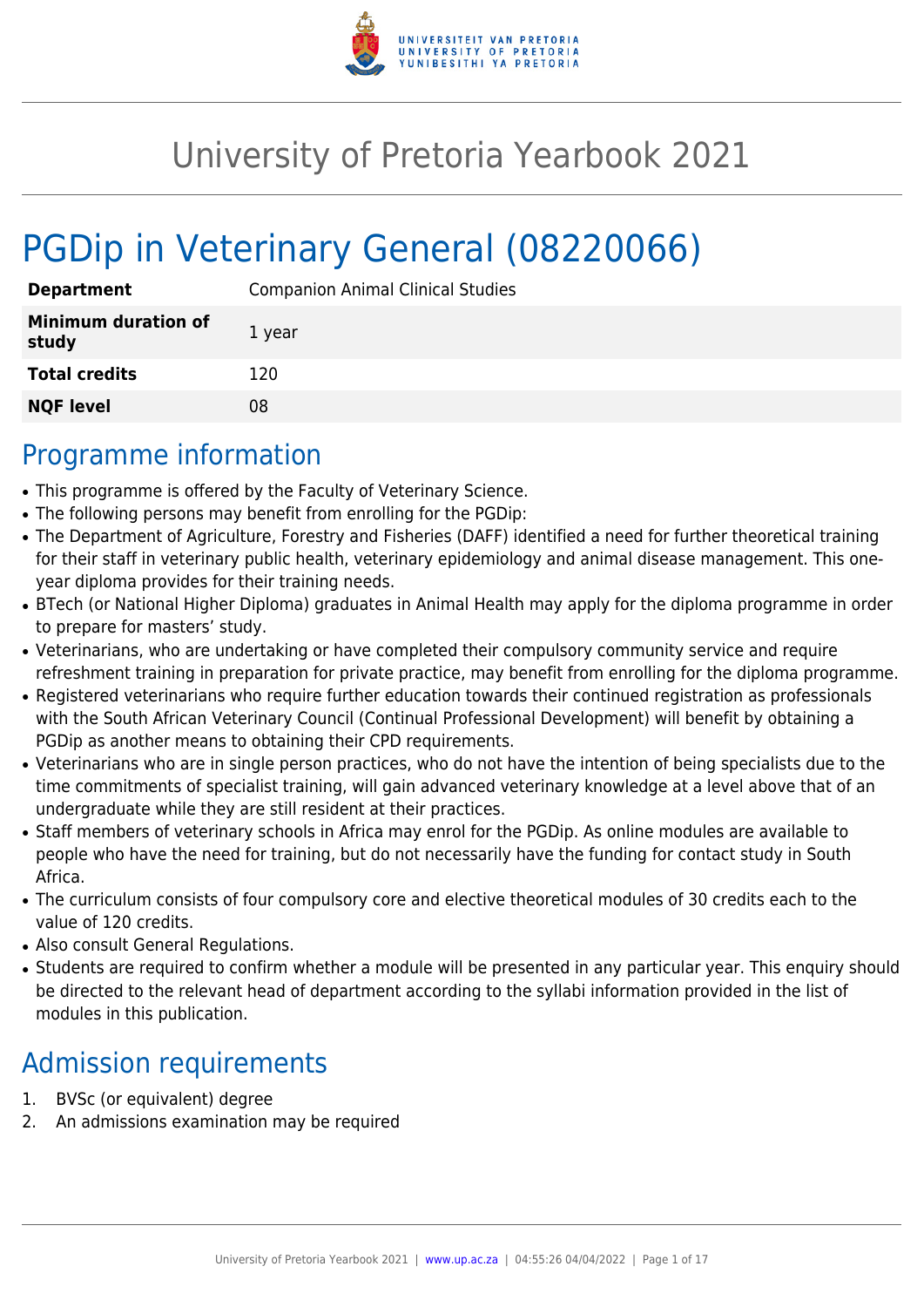# University of Pretoria Yearbook 2021

# PGDip in Veterinary General (08220066)

| | |
|---|---|
| **Department** | Companion Animal Clinical Studies |
| **Minimum duration of study** | 1 year |
| **Total credits** | 120 |
| **NQF level** | 08 |

## Programme information

- This programme is offered by the Faculty of Veterinary Science.
- The following persons may benefit from enrolling for the PGDip:
- The Department of Agriculture, Forestry and Fisheries (DAFF) identified a need for further theoretical training for their staff in veterinary public health, veterinary epidemiology and animal disease management. This one-year diploma provides for their training needs.
- BTech (or National Higher Diploma) graduates in Animal Health may apply for the diploma programme in order to prepare for masters' study.
- Veterinarians, who are undertaking or have completed their compulsory community service and require refreshment training in preparation for private practice, may benefit from enrolling for the diploma programme.
- Registered veterinarians who require further education towards their continued registration as professionals with the South African Veterinary Council (Continual Professional Development) will benefit by obtaining a PGDip as another means to obtaining their CPD requirements.
- Veterinarians who are in single person practices, who do not have the intention of being specialists due to the time commitments of specialist training, will gain advanced veterinary knowledge at a level above that of an undergraduate while they are still resident at their practices.
- Staff members of veterinary schools in Africa may enrol for the PGDip. As online modules are available to people who have the need for training, but do not necessarily have the funding for contact study in South Africa.
- The curriculum consists of four compulsory core and elective theoretical modules of 30 credits each to the value of 120 credits.
- Also consult General Regulations.
- Students are required to confirm whether a module will be presented in any particular year. This enquiry should be directed to the relevant head of department according to the syllabi information provided in the list of modules in this publication.

## Admission requirements

1. BVSc (or equivalent) degree
2. An admissions examination may be required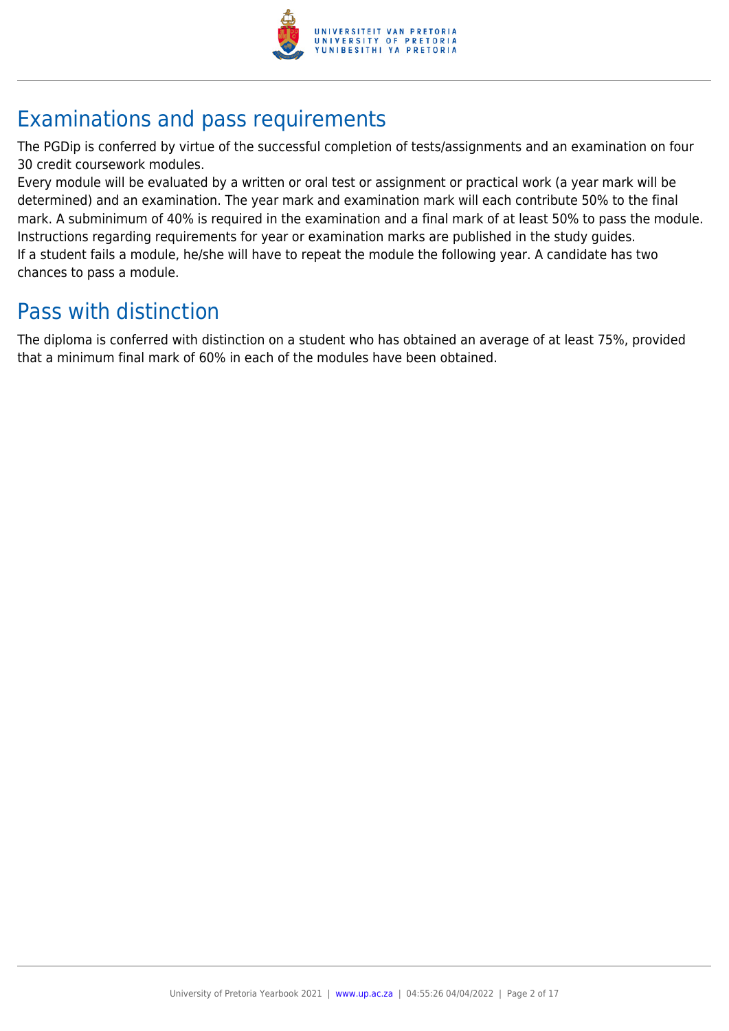## Examinations and pass requirements

The PGDip is conferred by virtue of the successful completion of tests/assignments and an examination on four 30 credit coursework modules.

Every module will be evaluated by a written or oral test or assignment or practical work (a year mark will be determined) and an examination. The year mark and examination mark will each contribute 50% to the final mark. A subminimum of 40% is required in the examination and a final mark of at least 50% to pass the module. Instructions regarding requirements for year or examination marks are published in the study guides.

If a student fails a module, he/she will have to repeat the module the following year. A candidate has two chances to pass a module.

## Pass with distinction

The diploma is conferred with distinction on a student who has obtained an average of at least 75%, provided that a minimum final mark of 60% in each of the modules have been obtained.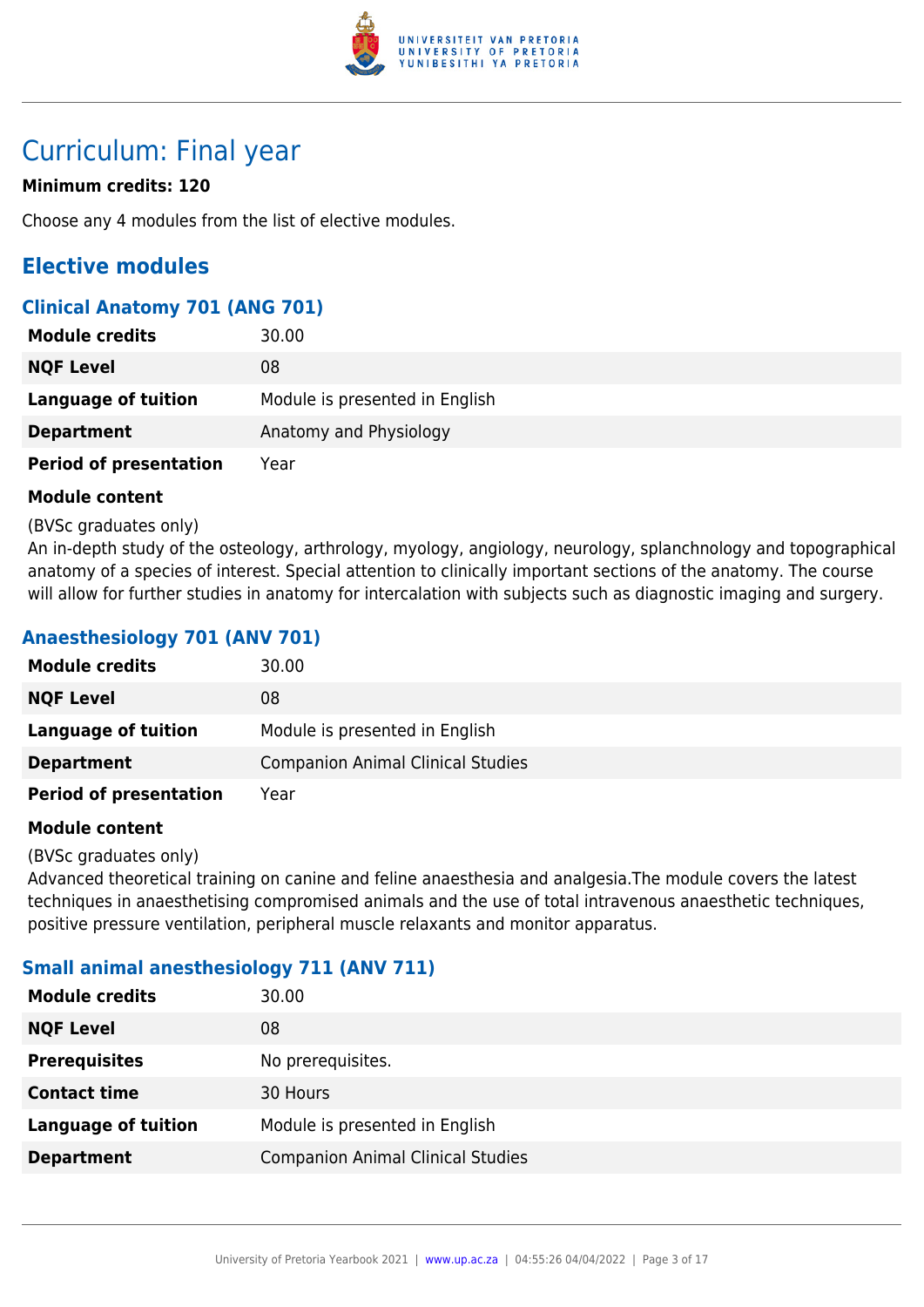# Curriculum: Final year

**Minimum credits: 120**

Choose any 4 modules from the list of elective modules.

## Elective modules

### Clinical Anatomy 701 (ANG 701)

| | |
|---|---|
| **Module credits** | 30.00 |
| **NQF Level** | 08 |
| **Language of tuition** | Module is presented in English |
| **Department** | Anatomy and Physiology |
| **Period of presentation** | Year |

**Module content**

(BVSc graduates only)
An in-depth study of the osteology, arthrology, myology, angiology, neurology, splanchnology and topographical anatomy of a species of interest. Special attention to clinically important sections of the anatomy. The course will allow for further studies in anatomy for intercalation with subjects such as diagnostic imaging and surgery.

### Anaesthesiology 701 (ANV 701)

| | |
|---|---|
| **Module credits** | 30.00 |
| **NQF Level** | 08 |
| **Language of tuition** | Module is presented in English |
| **Department** | Companion Animal Clinical Studies |
| **Period of presentation** | Year |

**Module content**

(BVSc graduates only)
Advanced theoretical training on canine and feline anaesthesia and analgesia.The module covers the latest techniques in anaesthetising compromised animals and the use of total intravenous anaesthetic techniques, positive pressure ventilation, peripheral muscle relaxants and monitor apparatus.

### Small animal anesthesiology 711 (ANV 711)

| | |
|---|---|
| **Module credits** | 30.00 |
| **NQF Level** | 08 |
| **Prerequisites** | No prerequisites. |
| **Contact time** | 30 Hours |
| **Language of tuition** | Module is presented in English |
| **Department** | Companion Animal Clinical Studies |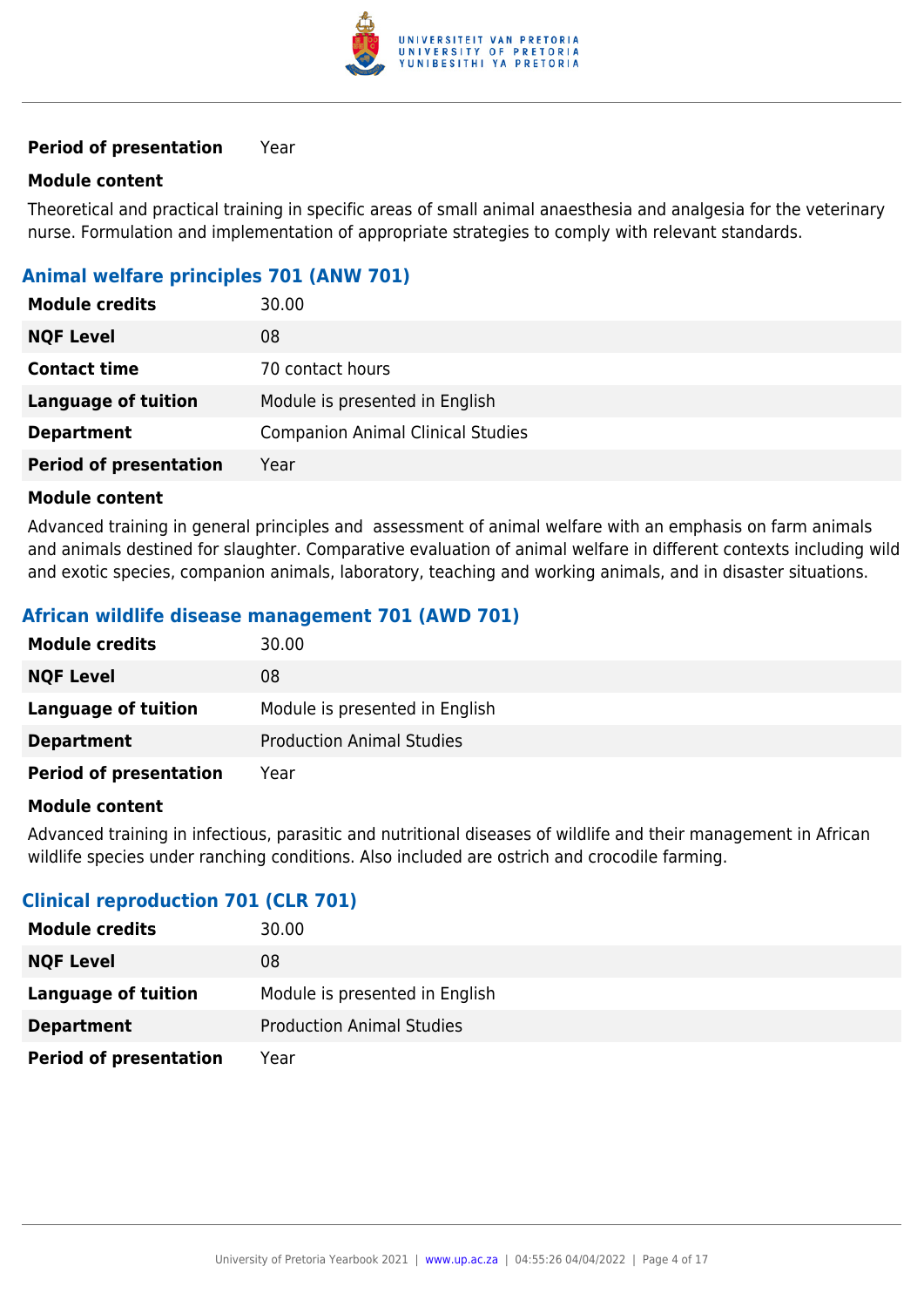| | |
|---|---|
| **Period of presentation** | Year |

**Module content**

Theoretical and practical training in specific areas of small animal anaesthesia and analgesia for the veterinary nurse. Formulation and implementation of appropriate strategies to comply with relevant standards.

### Animal welfare principles 701 (ANW 701)

| | |
|---|---|
| **Module credits** | 30.00 |
| **NQF Level** | 08 |
| **Contact time** | 70 contact hours |
| **Language of tuition** | Module is presented in English |
| **Department** | Companion Animal Clinical Studies |
| **Period of presentation** | Year |

**Module content**

Advanced training in general principles and assessment of animal welfare with an emphasis on farm animals and animals destined for slaughter. Comparative evaluation of animal welfare in different contexts including wild and exotic species, companion animals, laboratory, teaching and working animals, and in disaster situations.

### African wildlife disease management 701 (AWD 701)

| | |
|---|---|
| **Module credits** | 30.00 |
| **NQF Level** | 08 |
| **Language of tuition** | Module is presented in English |
| **Department** | Production Animal Studies |
| **Period of presentation** | Year |

**Module content**

Advanced training in infectious, parasitic and nutritional diseases of wildlife and their management in African wildlife species under ranching conditions. Also included are ostrich and crocodile farming.

### Clinical reproduction 701 (CLR 701)

| | |
|---|---|
| **Module credits** | 30.00 |
| **NQF Level** | 08 |
| **Language of tuition** | Module is presented in English |
| **Department** | Production Animal Studies |
| **Period of presentation** | Year |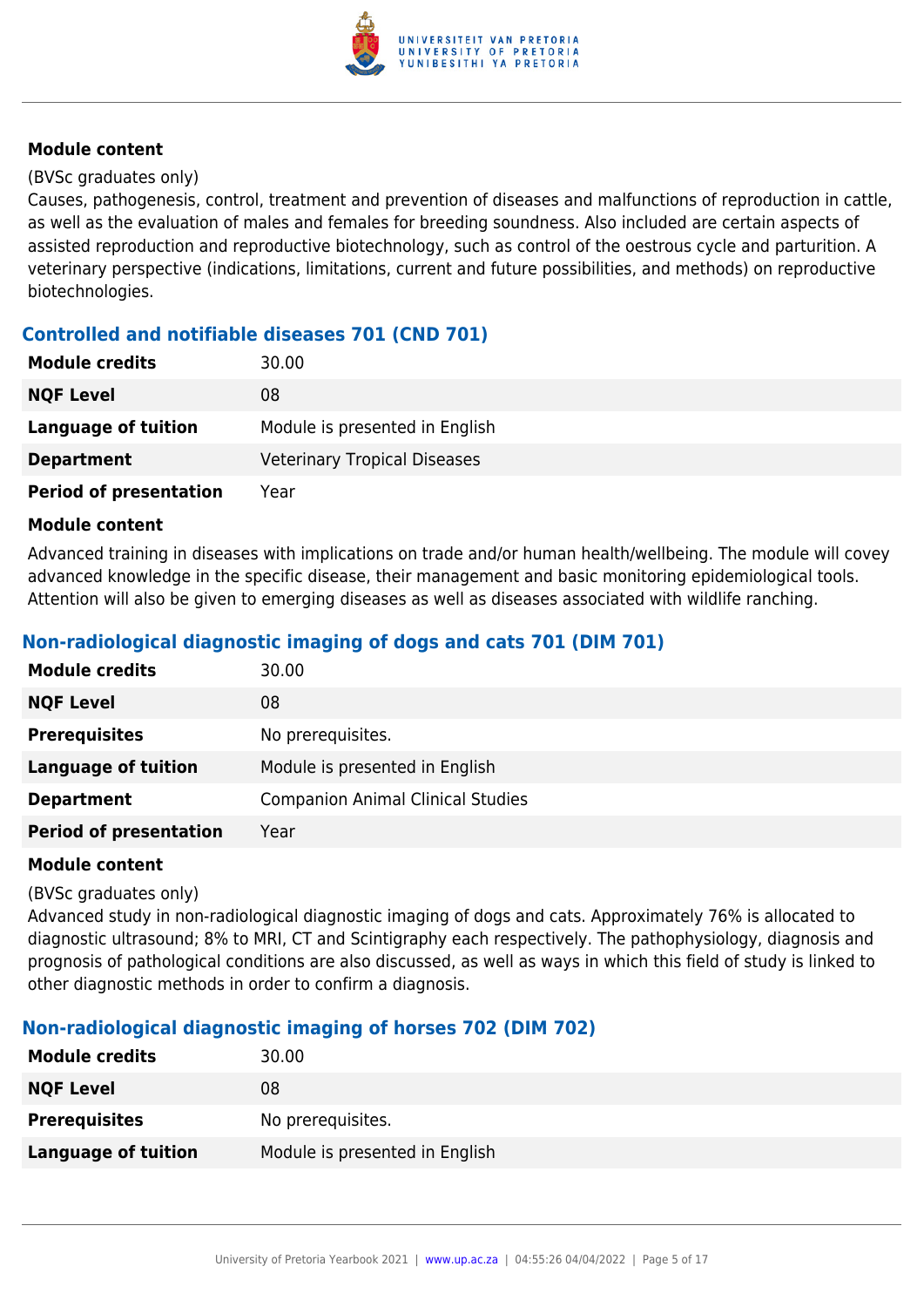#### Module content

(BVSc graduates only)
Causes, pathogenesis, control, treatment and prevention of diseases and malfunctions of reproduction in cattle, as well as the evaluation of males and females for breeding soundness. Also included are certain aspects of assisted reproduction and reproductive biotechnology, such as control of the oestrous cycle and parturition. A veterinary perspective (indications, limitations, current and future possibilities, and methods) on reproductive biotechnologies.

### Controlled and notifiable diseases 701 (CND 701)

| | |
|---|---|
| **Module credits** | 30.00 |
| **NQF Level** | 08 |
| **Language of tuition** | Module is presented in English |
| **Department** | Veterinary Tropical Diseases |
| **Period of presentation** | Year |

#### Module content

Advanced training in diseases with implications on trade and/or human health/wellbeing. The module will covey advanced knowledge in the specific disease, their management and basic monitoring epidemiological tools. Attention will also be given to emerging diseases as well as diseases associated with wildlife ranching.

### Non-radiological diagnostic imaging of dogs and cats 701 (DIM 701)

| | |
|---|---|
| **Module credits** | 30.00 |
| **NQF Level** | 08 |
| **Prerequisites** | No prerequisites. |
| **Language of tuition** | Module is presented in English |
| **Department** | Companion Animal Clinical Studies |
| **Period of presentation** | Year |

#### Module content

(BVSc graduates only)
Advanced study in non-radiological diagnostic imaging of dogs and cats. Approximately 76% is allocated to diagnostic ultrasound; 8% to MRI, CT and Scintigraphy each respectively. The pathophysiology, diagnosis and prognosis of pathological conditions are also discussed, as well as ways in which this field of study is linked to other diagnostic methods in order to confirm a diagnosis.

### Non-radiological diagnostic imaging of horses 702 (DIM 702)

| | |
|---|---|
| **Module credits** | 30.00 |
| **NQF Level** | 08 |
| **Prerequisites** | No prerequisites. |
| **Language of tuition** | Module is presented in English |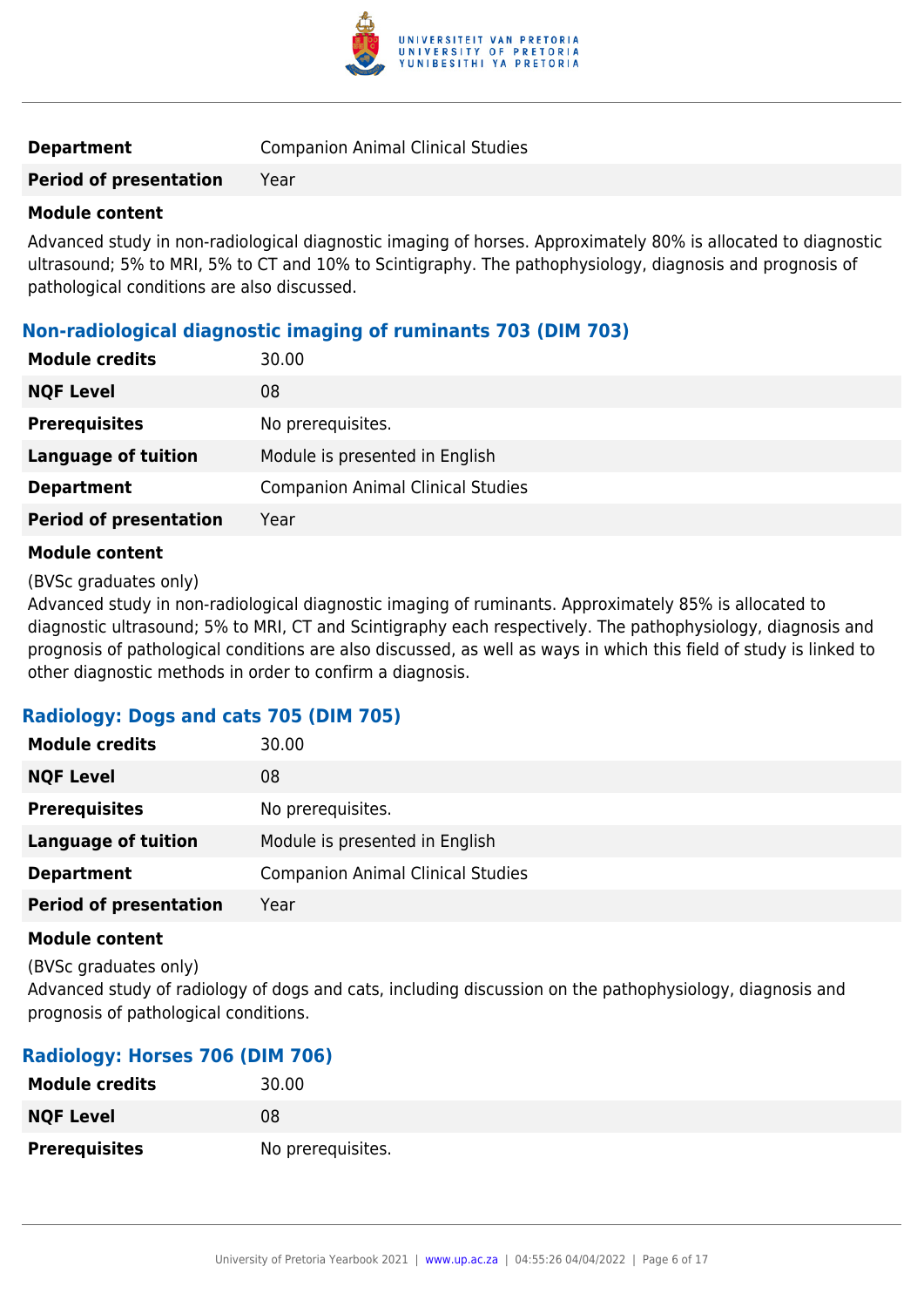| | |
|---|---|
| **Department** | Companion Animal Clinical Studies |
| **Period of presentation** | Year |

**Module content**

Advanced study in non-radiological diagnostic imaging of horses. Approximately 80% is allocated to diagnostic ultrasound; 5% to MRI, 5% to CT and 10% to Scintigraphy. The pathophysiology, diagnosis and prognosis of pathological conditions are also discussed.

### Non-radiological diagnostic imaging of ruminants 703 (DIM 703)

| | |
|---|---|
| **Module credits** | 30.00 |
| **NQF Level** | 08 |
| **Prerequisites** | No prerequisites. |
| **Language of tuition** | Module is presented in English |
| **Department** | Companion Animal Clinical Studies |
| **Period of presentation** | Year |

**Module content**

(BVSc graduates only)
Advanced study in non-radiological diagnostic imaging of ruminants. Approximately 85% is allocated to diagnostic ultrasound; 5% to MRI, CT and Scintigraphy each respectively. The pathophysiology, diagnosis and prognosis of pathological conditions are also discussed, as well as ways in which this field of study is linked to other diagnostic methods in order to confirm a diagnosis.

### Radiology: Dogs and cats 705 (DIM 705)

| | |
|---|---|
| **Module credits** | 30.00 |
| **NQF Level** | 08 |
| **Prerequisites** | No prerequisites. |
| **Language of tuition** | Module is presented in English |
| **Department** | Companion Animal Clinical Studies |
| **Period of presentation** | Year |

**Module content**

(BVSc graduates only)
Advanced study of radiology of dogs and cats, including discussion on the pathophysiology, diagnosis and prognosis of pathological conditions.

### Radiology: Horses 706 (DIM 706)

| | |
|---|---|
| **Module credits** | 30.00 |
| **NQF Level** | 08 |
| **Prerequisites** | No prerequisites. |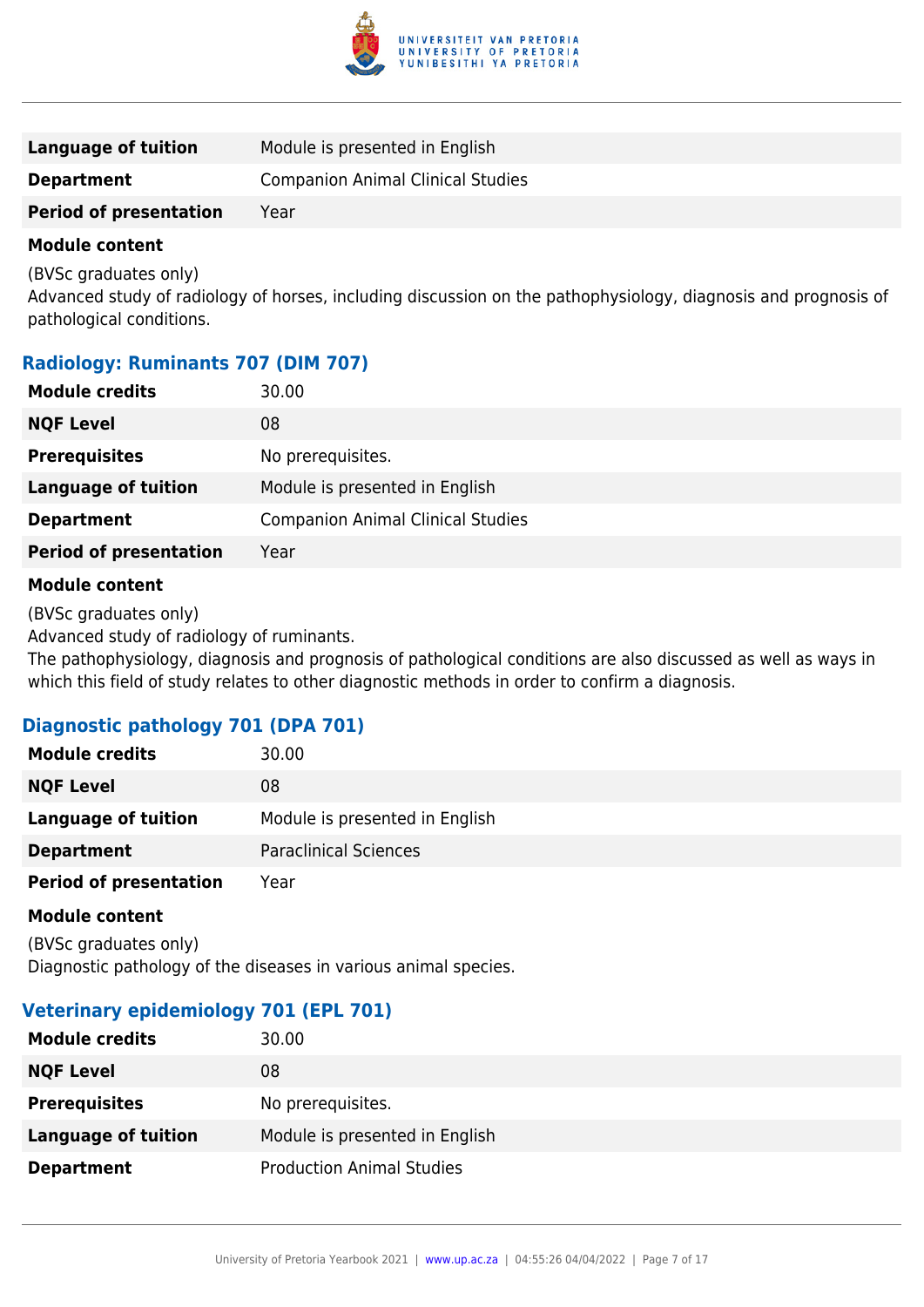| | |
|---|---|
| **Language of tuition** | Module is presented in English |
| **Department** | Companion Animal Clinical Studies |
| **Period of presentation** | Year |

**Module content**

(BVSc graduates only)
Advanced study of radiology of horses, including discussion on the pathophysiology, diagnosis and prognosis of pathological conditions.

### Radiology: Ruminants 707 (DIM 707)

| | |
|---|---|
| **Module credits** | 30.00 |
| **NQF Level** | 08 |
| **Prerequisites** | No prerequisites. |
| **Language of tuition** | Module is presented in English |
| **Department** | Companion Animal Clinical Studies |
| **Period of presentation** | Year |

**Module content**

(BVSc graduates only)
Advanced study of radiology of ruminants.
The pathophysiology, diagnosis and prognosis of pathological conditions are also discussed as well as ways in which this field of study relates to other diagnostic methods in order to confirm a diagnosis.

### Diagnostic pathology 701 (DPA 701)

| | |
|---|---|
| **Module credits** | 30.00 |
| **NQF Level** | 08 |
| **Language of tuition** | Module is presented in English |
| **Department** | Paraclinical Sciences |
| **Period of presentation** | Year |

**Module content**

(BVSc graduates only)
Diagnostic pathology of the diseases in various animal species.

### Veterinary epidemiology 701 (EPL 701)

| | |
|---|---|
| **Module credits** | 30.00 |
| **NQF Level** | 08 |
| **Prerequisites** | No prerequisites. |
| **Language of tuition** | Module is presented in English |
| **Department** | Production Animal Studies |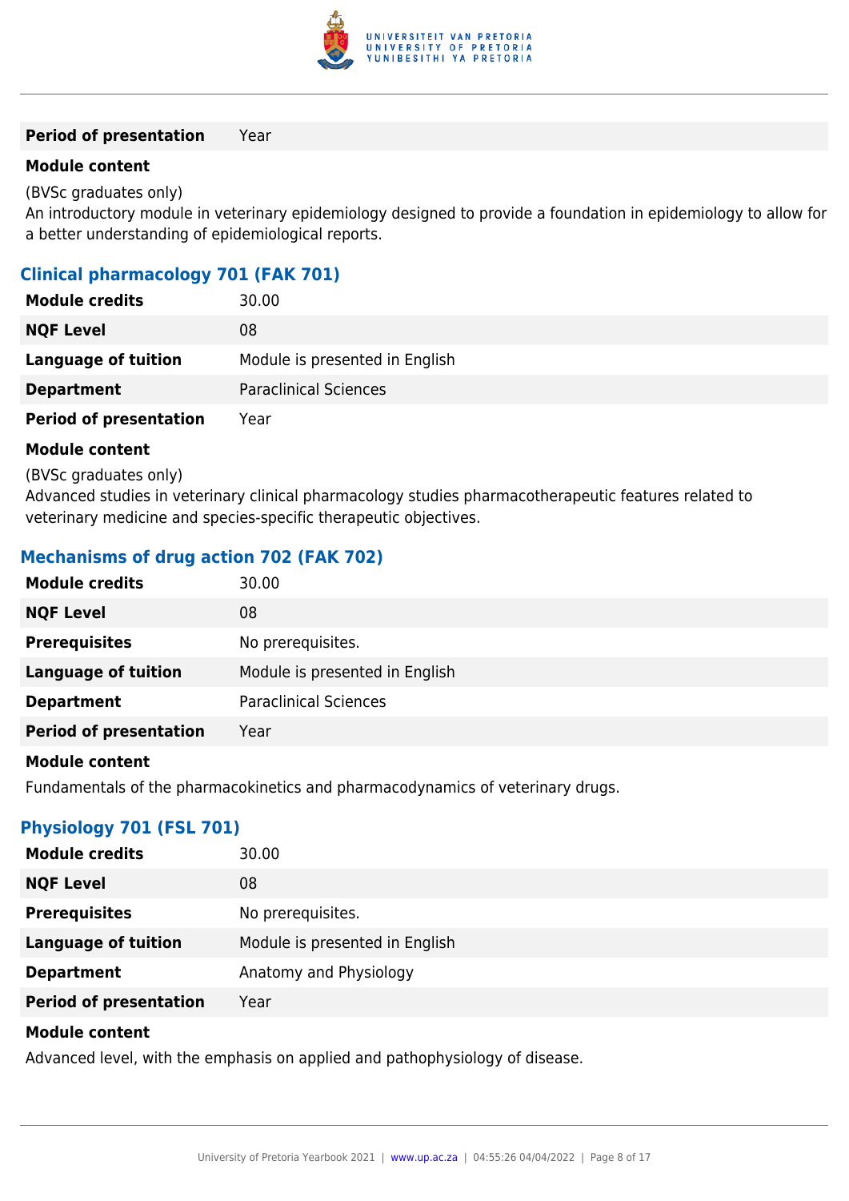| | |
|---|---|
| **Period of presentation** | Year |

**Module content**

(BVSc graduates only)
An introductory module in veterinary epidemiology designed to provide a foundation in epidemiology to allow for a better understanding of epidemiological reports.

### Clinical pharmacology 701 (FAK 701)

| | |
|---|---|
| **Module credits** | 30.00 |
| **NQF Level** | 08 |
| **Language of tuition** | Module is presented in English |
| **Department** | Paraclinical Sciences |
| **Period of presentation** | Year |

**Module content**

(BVSc graduates only)
Advanced studies in veterinary clinical pharmacology studies pharmacotherapeutic features related to veterinary medicine and species-specific therapeutic objectives.

### Mechanisms of drug action 702 (FAK 702)

| | |
|---|---|
| **Module credits** | 30.00 |
| **NQF Level** | 08 |
| **Prerequisites** | No prerequisites. |
| **Language of tuition** | Module is presented in English |
| **Department** | Paraclinical Sciences |
| **Period of presentation** | Year |

**Module content**

Fundamentals of the pharmacokinetics and pharmacodynamics of veterinary drugs.

### Physiology 701 (FSL 701)

| | |
|---|---|
| **Module credits** | 30.00 |
| **NQF Level** | 08 |
| **Prerequisites** | No prerequisites. |
| **Language of tuition** | Module is presented in English |
| **Department** | Anatomy and Physiology |
| **Period of presentation** | Year |

**Module content**

Advanced level, with the emphasis on applied and pathophysiology of disease.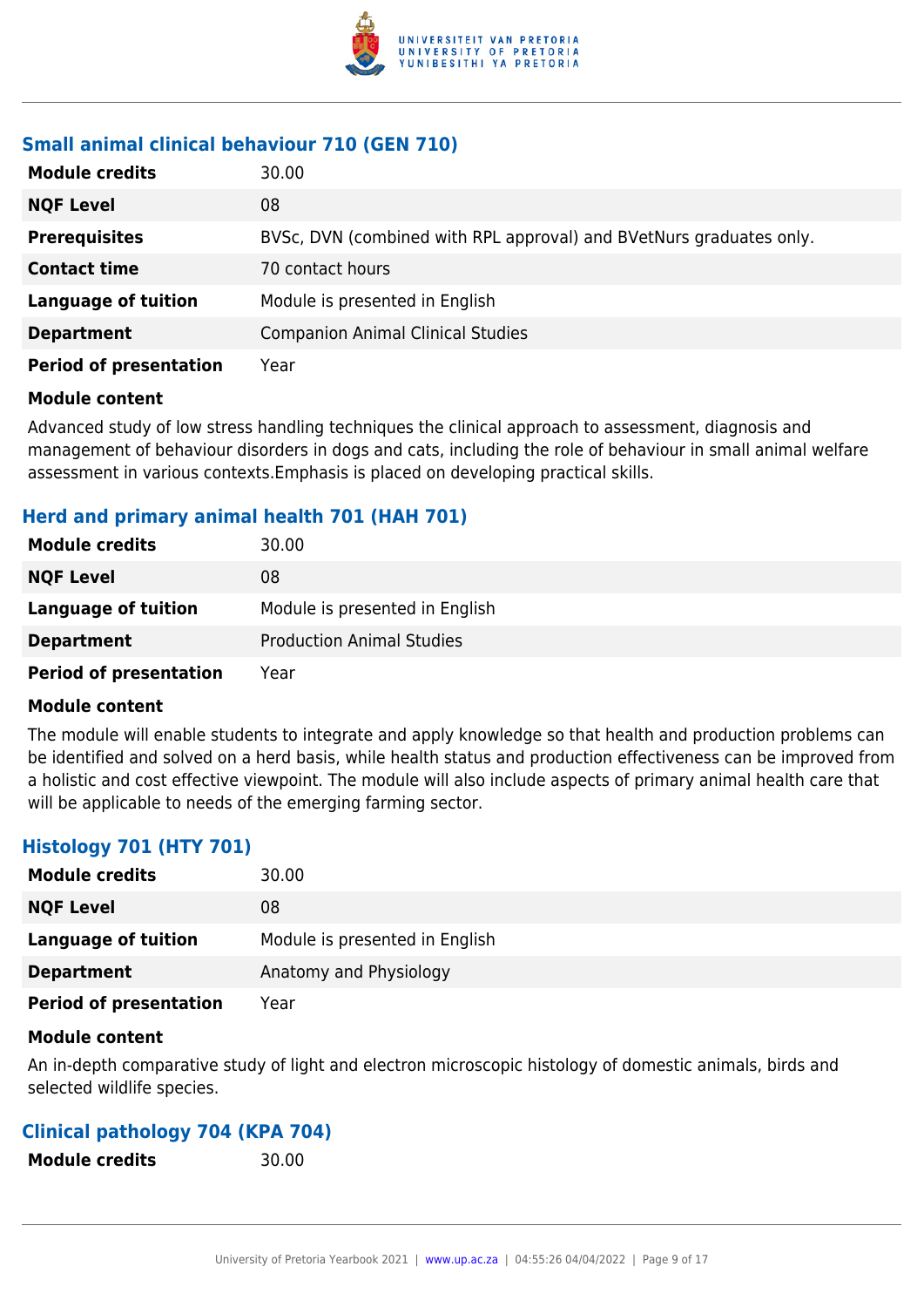### Small animal clinical behaviour 710 (GEN 710)

| | |
|---|---|
| **Module credits** | 30.00 |
| **NQF Level** | 08 |
| **Prerequisites** | BVSc, DVN (combined with RPL approval) and BVetNurs graduates only. |
| **Contact time** | 70 contact hours |
| **Language of tuition** | Module is presented in English |
| **Department** | Companion Animal Clinical Studies |
| **Period of presentation** | Year |

**Module content**

Advanced study of low stress handling techniques the clinical approach to assessment, diagnosis and management of behaviour disorders in dogs and cats, including the role of behaviour in small animal welfare assessment in various contexts.Emphasis is placed on developing practical skills.

### Herd and primary animal health 701 (HAH 701)

| | |
|---|---|
| **Module credits** | 30.00 |
| **NQF Level** | 08 |
| **Language of tuition** | Module is presented in English |
| **Department** | Production Animal Studies |
| **Period of presentation** | Year |

**Module content**

The module will enable students to integrate and apply knowledge so that health and production problems can be identified and solved on a herd basis, while health status and production effectiveness can be improved from a holistic and cost effective viewpoint. The module will also include aspects of primary animal health care that will be applicable to needs of the emerging farming sector.

### Histology 701 (HTY 701)

| | |
|---|---|
| **Module credits** | 30.00 |
| **NQF Level** | 08 |
| **Language of tuition** | Module is presented in English |
| **Department** | Anatomy and Physiology |
| **Period of presentation** | Year |

**Module content**

An in-depth comparative study of light and electron microscopic histology of domestic animals, birds and selected wildlife species.

### Clinical pathology 704 (KPA 704)

| | |
|---|---|
| **Module credits** | 30.00 |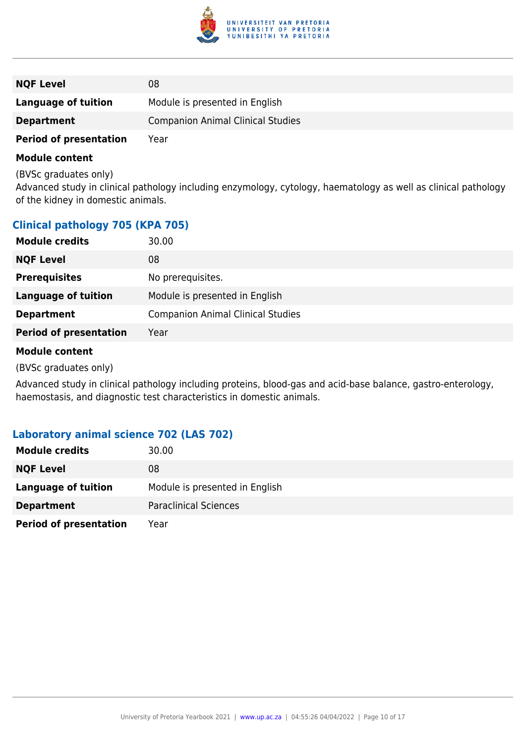| | |
|---|---|
| **NQF Level** | 08 |
| **Language of tuition** | Module is presented in English |
| **Department** | Companion Animal Clinical Studies |
| **Period of presentation** | Year |

**Module content**

(BVSc graduates only)
Advanced study in clinical pathology including enzymology, cytology, haematology as well as clinical pathology of the kidney in domestic animals.

### Clinical pathology 705 (KPA 705)

| | |
|---|---|
| **Module credits** | 30.00 |
| **NQF Level** | 08 |
| **Prerequisites** | No prerequisites. |
| **Language of tuition** | Module is presented in English |
| **Department** | Companion Animal Clinical Studies |
| **Period of presentation** | Year |

**Module content**

(BVSc graduates only)

Advanced study in clinical pathology including proteins, blood-gas and acid-base balance, gastro-enterology, haemostasis, and diagnostic test characteristics in domestic animals.

### Laboratory animal science 702 (LAS 702)

| | |
|---|---|
| **Module credits** | 30.00 |
| **NQF Level** | 08 |
| **Language of tuition** | Module is presented in English |
| **Department** | Paraclinical Sciences |
| **Period of presentation** | Year |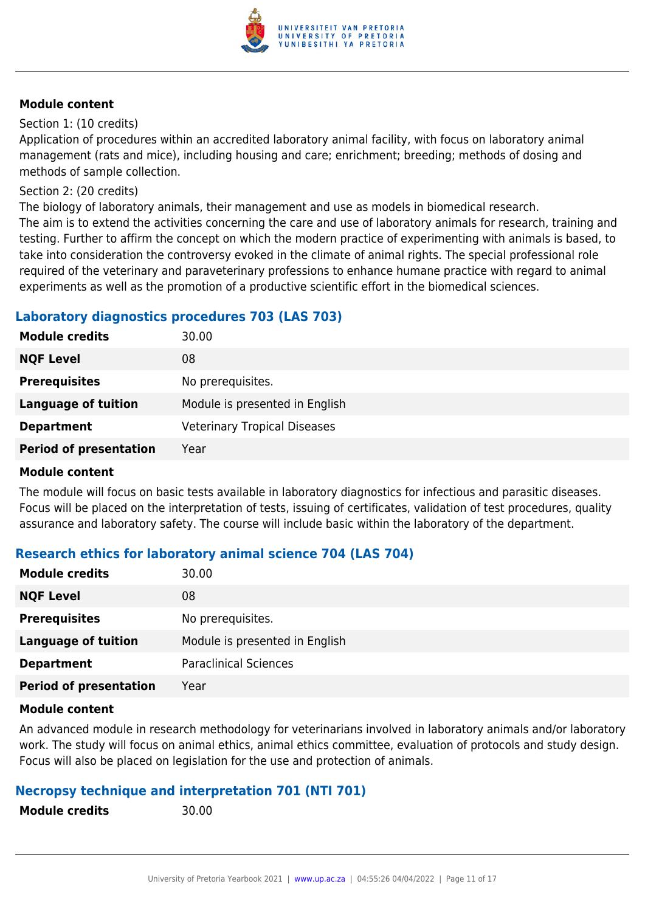**Module content**

Section 1: (10 credits)

Application of procedures within an accredited laboratory animal facility, with focus on laboratory animal management (rats and mice), including housing and care; enrichment; breeding; methods of dosing and methods of sample collection.

Section 2: (20 credits)

The biology of laboratory animals, their management and use as models in biomedical research.

The aim is to extend the activities concerning the care and use of laboratory animals for research, training and testing. Further to affirm the concept on which the modern practice of experimenting with animals is based, to take into consideration the controversy evoked in the climate of animal rights. The special professional role required of the veterinary and paraveterinary professions to enhance humane practice with regard to animal experiments as well as the promotion of a productive scientific effort in the biomedical sciences.

### Laboratory diagnostics procedures 703 (LAS 703)

| | |
|---|---|
| **Module credits** | 30.00 |
| **NQF Level** | 08 |
| **Prerequisites** | No prerequisites. |
| **Language of tuition** | Module is presented in English |
| **Department** | Veterinary Tropical Diseases |
| **Period of presentation** | Year |

**Module content**

The module will focus on basic tests available in laboratory diagnostics for infectious and parasitic diseases. Focus will be placed on the interpretation of tests, issuing of certificates, validation of test procedures, quality assurance and laboratory safety. The course will include basic within the laboratory of the department.

### Research ethics for laboratory animal science 704 (LAS 704)

| | |
|---|---|
| **Module credits** | 30.00 |
| **NQF Level** | 08 |
| **Prerequisites** | No prerequisites. |
| **Language of tuition** | Module is presented in English |
| **Department** | Paraclinical Sciences |
| **Period of presentation** | Year |

**Module content**

An advanced module in research methodology for veterinarians involved in laboratory animals and/or laboratory work. The study will focus on animal ethics, animal ethics committee, evaluation of protocols and study design. Focus will also be placed on legislation for the use and protection of animals.

### Necropsy technique and interpretation 701 (NTI 701)

| | |
|---|---|
| **Module credits** | 30.00 |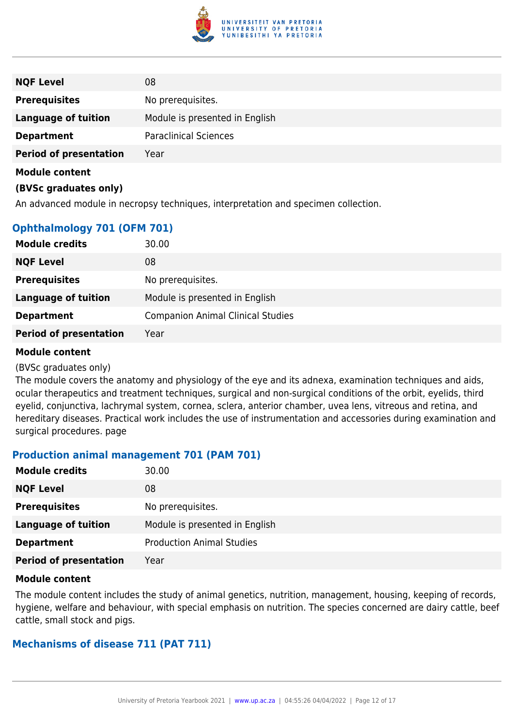| | |
|---|---|
| **NQF Level** | 08 |
| **Prerequisites** | No prerequisites. |
| **Language of tuition** | Module is presented in English |
| **Department** | Paraclinical Sciences |
| **Period of presentation** | Year |

**Module content**

**(BVSc graduates only)**

An advanced module in necropsy techniques, interpretation and specimen collection.

### Ophthalmology 701 (OFM 701)

| | |
|---|---|
| **Module credits** | 30.00 |
| **NQF Level** | 08 |
| **Prerequisites** | No prerequisites. |
| **Language of tuition** | Module is presented in English |
| **Department** | Companion Animal Clinical Studies |
| **Period of presentation** | Year |

**Module content**

(BVSc graduates only)
The module covers the anatomy and physiology of the eye and its adnexa, examination techniques and aids, ocular therapeutics and treatment techniques, surgical and non-surgical conditions of the orbit, eyelids, third eyelid, conjunctiva, lachrymal system, cornea, sclera, anterior chamber, uvea lens, vitreous and retina, and hereditary diseases. Practical work includes the use of instrumentation and accessories during examination and surgical procedures. page

### Production animal management 701 (PAM 701)

| | |
|---|---|
| **Module credits** | 30.00 |
| **NQF Level** | 08 |
| **Prerequisites** | No prerequisites. |
| **Language of tuition** | Module is presented in English |
| **Department** | Production Animal Studies |
| **Period of presentation** | Year |

**Module content**

The module content includes the study of animal genetics, nutrition, management, housing, keeping of records, hygiene, welfare and behaviour, with special emphasis on nutrition. The species concerned are dairy cattle, beef cattle, small stock and pigs.

### Mechanisms of disease 711 (PAT 711)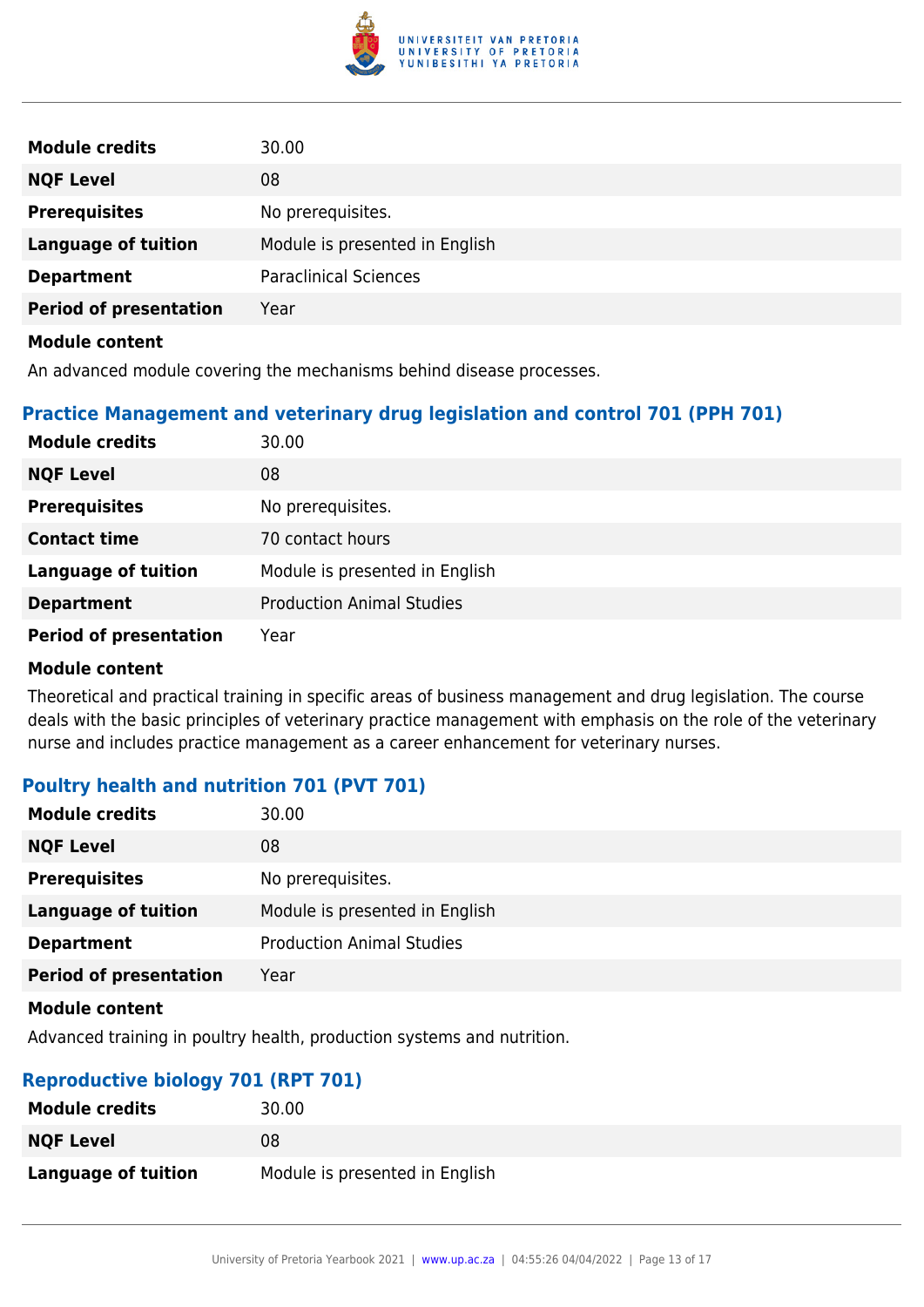| | |
|---|---|
| **Module credits** | 30.00 |
| **NQF Level** | 08 |
| **Prerequisites** | No prerequisites. |
| **Language of tuition** | Module is presented in English |
| **Department** | Paraclinical Sciences |
| **Period of presentation** | Year |

**Module content**

An advanced module covering the mechanisms behind disease processes.

### Practice Management and veterinary drug legislation and control 701 (PPH 701)

| | |
|---|---|
| **Module credits** | 30.00 |
| **NQF Level** | 08 |
| **Prerequisites** | No prerequisites. |
| **Contact time** | 70 contact hours |
| **Language of tuition** | Module is presented in English |
| **Department** | Production Animal Studies |
| **Period of presentation** | Year |

**Module content**

Theoretical and practical training in specific areas of business management and drug legislation. The course deals with the basic principles of veterinary practice management with emphasis on the role of the veterinary nurse and includes practice management as a career enhancement for veterinary nurses.

### Poultry health and nutrition 701 (PVT 701)

| | |
|---|---|
| **Module credits** | 30.00 |
| **NQF Level** | 08 |
| **Prerequisites** | No prerequisites. |
| **Language of tuition** | Module is presented in English |
| **Department** | Production Animal Studies |
| **Period of presentation** | Year |

**Module content**

Advanced training in poultry health, production systems and nutrition.

### Reproductive biology 701 (RPT 701)

| | |
|---|---|
| **Module credits** | 30.00 |
| **NQF Level** | 08 |
| **Language of tuition** | Module is presented in English |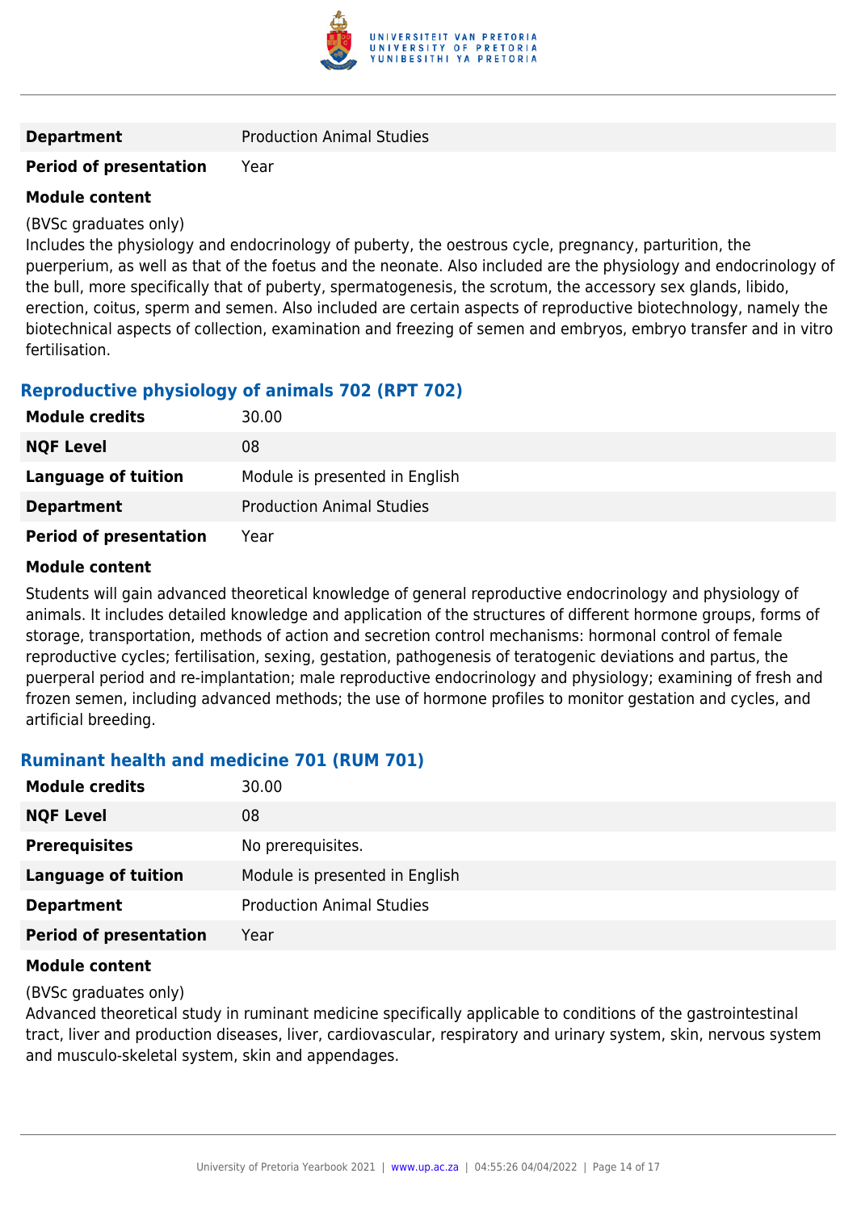| | |
|---|---|
| **Department** | Production Animal Studies |
| **Period of presentation** | Year |

**Module content**

(BVSc graduates only)
Includes the physiology and endocrinology of puberty, the oestrous cycle, pregnancy, parturition, the puerperium, as well as that of the foetus and the neonate. Also included are the physiology and endocrinology of the bull, more specifically that of puberty, spermatogenesis, the scrotum, the accessory sex glands, libido, erection, coitus, sperm and semen. Also included are certain aspects of reproductive biotechnology, namely the biotechnical aspects of collection, examination and freezing of semen and embryos, embryo transfer and in vitro fertilisation.

### Reproductive physiology of animals 702 (RPT 702)

| | |
|---|---|
| **Module credits** | 30.00 |
| **NQF Level** | 08 |
| **Language of tuition** | Module is presented in English |
| **Department** | Production Animal Studies |
| **Period of presentation** | Year |

**Module content**

Students will gain advanced theoretical knowledge of general reproductive endocrinology and physiology of animals. It includes detailed knowledge and application of the structures of different hormone groups, forms of storage, transportation, methods of action and secretion control mechanisms: hormonal control of female reproductive cycles; fertilisation, sexing, gestation, pathogenesis of teratogenic deviations and partus, the puerperal period and re-implantation; male reproductive endocrinology and physiology; examining of fresh and frozen semen, including advanced methods; the use of hormone profiles to monitor gestation and cycles, and artificial breeding.

### Ruminant health and medicine 701 (RUM 701)

| | |
|---|---|
| **Module credits** | 30.00 |
| **NQF Level** | 08 |
| **Prerequisites** | No prerequisites. |
| **Language of tuition** | Module is presented in English |
| **Department** | Production Animal Studies |
| **Period of presentation** | Year |

**Module content**

(BVSc graduates only)
Advanced theoretical study in ruminant medicine specifically applicable to conditions of the gastrointestinal tract, liver and production diseases, liver, cardiovascular, respiratory and urinary system, skin, nervous system and musculo-skeletal system, skin and appendages.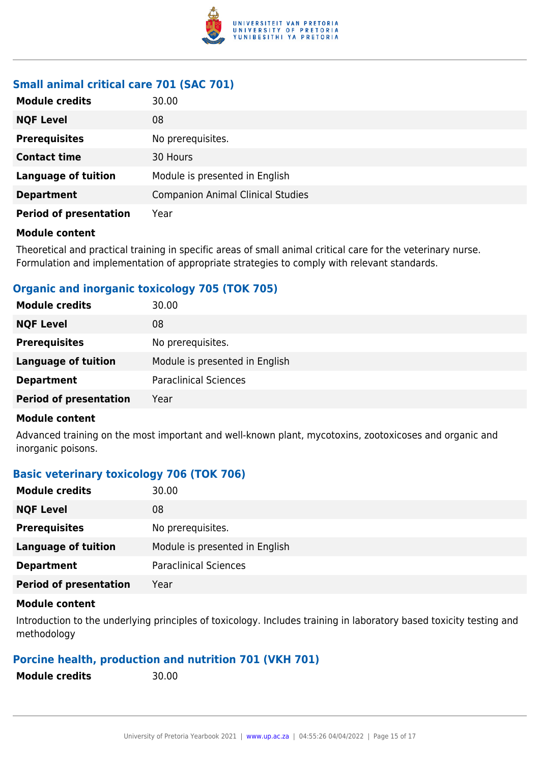### Small animal critical care 701 (SAC 701)

| | |
|---|---|
| **Module credits** | 30.00 |
| **NQF Level** | 08 |
| **Prerequisites** | No prerequisites. |
| **Contact time** | 30 Hours |
| **Language of tuition** | Module is presented in English |
| **Department** | Companion Animal Clinical Studies |
| **Period of presentation** | Year |

**Module content**

Theoretical and practical training in specific areas of small animal critical care for the veterinary nurse. Formulation and implementation of appropriate strategies to comply with relevant standards.

### Organic and inorganic toxicology 705 (TOK 705)

| | |
|---|---|
| **Module credits** | 30.00 |
| **NQF Level** | 08 |
| **Prerequisites** | No prerequisites. |
| **Language of tuition** | Module is presented in English |
| **Department** | Paraclinical Sciences |
| **Period of presentation** | Year |

**Module content**

Advanced training on the most important and well-known plant, mycotoxins, zootoxicoses and organic and inorganic poisons.

### Basic veterinary toxicology 706 (TOK 706)

| | |
|---|---|
| **Module credits** | 30.00 |
| **NQF Level** | 08 |
| **Prerequisites** | No prerequisites. |
| **Language of tuition** | Module is presented in English |
| **Department** | Paraclinical Sciences |
| **Period of presentation** | Year |

**Module content**

Introduction to the underlying principles of toxicology. Includes training in laboratory based toxicity testing and methodology

### Porcine health, production and nutrition 701 (VKH 701)

| | |
|---|---|
| **Module credits** | 30.00 |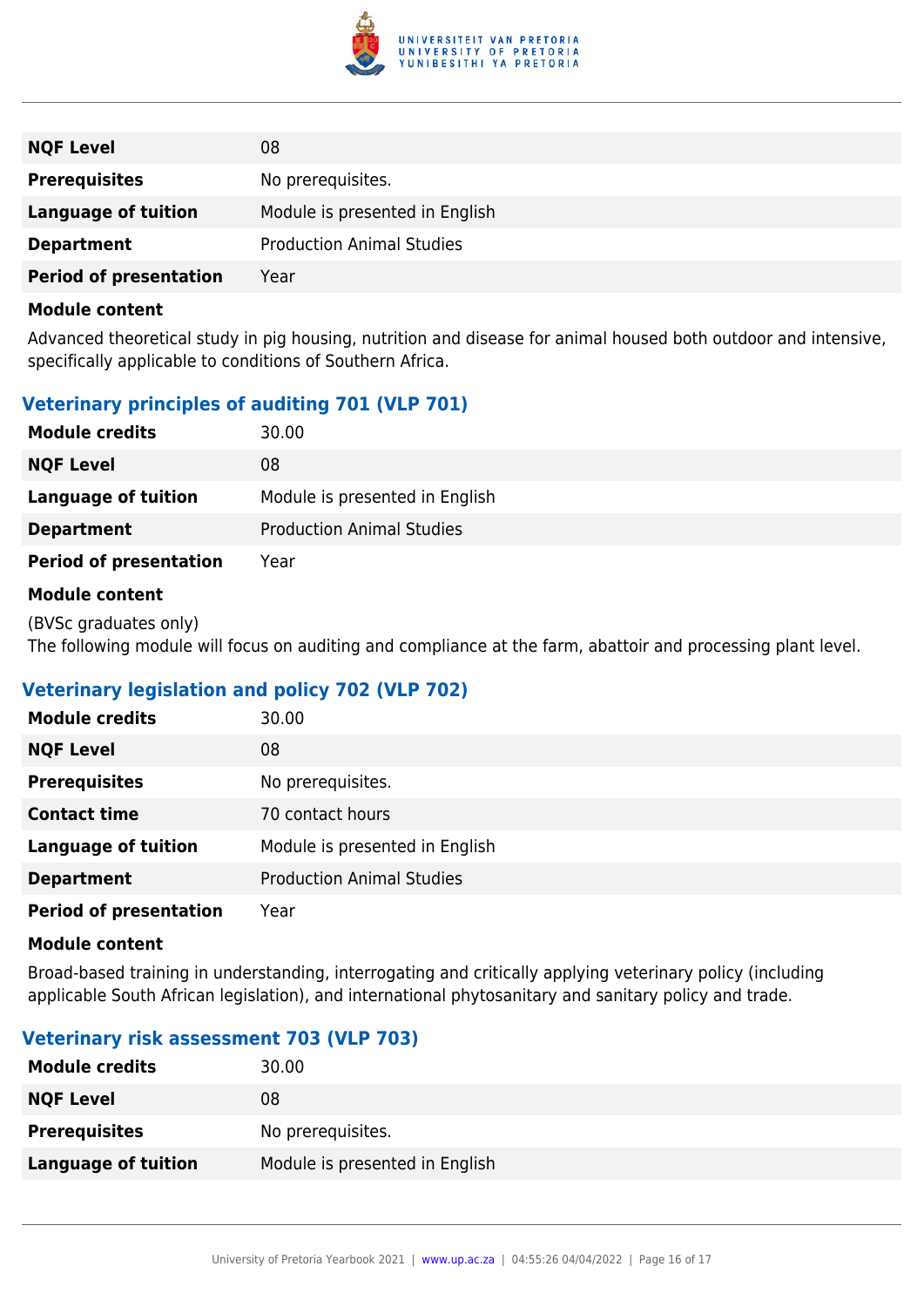| | |
|---|---|
| **NQF Level** | 08 |
| **Prerequisites** | No prerequisites. |
| **Language of tuition** | Module is presented in English |
| **Department** | Production Animal Studies |
| **Period of presentation** | Year |

**Module content**

Advanced theoretical study in pig housing, nutrition and disease for animal housed both outdoor and intensive, specifically applicable to conditions of Southern Africa.

### Veterinary principles of auditing 701 (VLP 701)

| | |
|---|---|
| **Module credits** | 30.00 |
| **NQF Level** | 08 |
| **Language of tuition** | Module is presented in English |
| **Department** | Production Animal Studies |
| **Period of presentation** | Year |

**Module content**

(BVSc graduates only)
The following module will focus on auditing and compliance at the farm, abattoir and processing plant level.

### Veterinary legislation and policy 702 (VLP 702)

| | |
|---|---|
| **Module credits** | 30.00 |
| **NQF Level** | 08 |
| **Prerequisites** | No prerequisites. |
| **Contact time** | 70 contact hours |
| **Language of tuition** | Module is presented in English |
| **Department** | Production Animal Studies |
| **Period of presentation** | Year |

**Module content**

Broad-based training in understanding, interrogating and critically applying veterinary policy (including applicable South African legislation), and international phytosanitary and sanitary policy and trade.

### Veterinary risk assessment 703 (VLP 703)

| | |
|---|---|
| **Module credits** | 30.00 |
| **NQF Level** | 08 |
| **Prerequisites** | No prerequisites. |
| **Language of tuition** | Module is presented in English |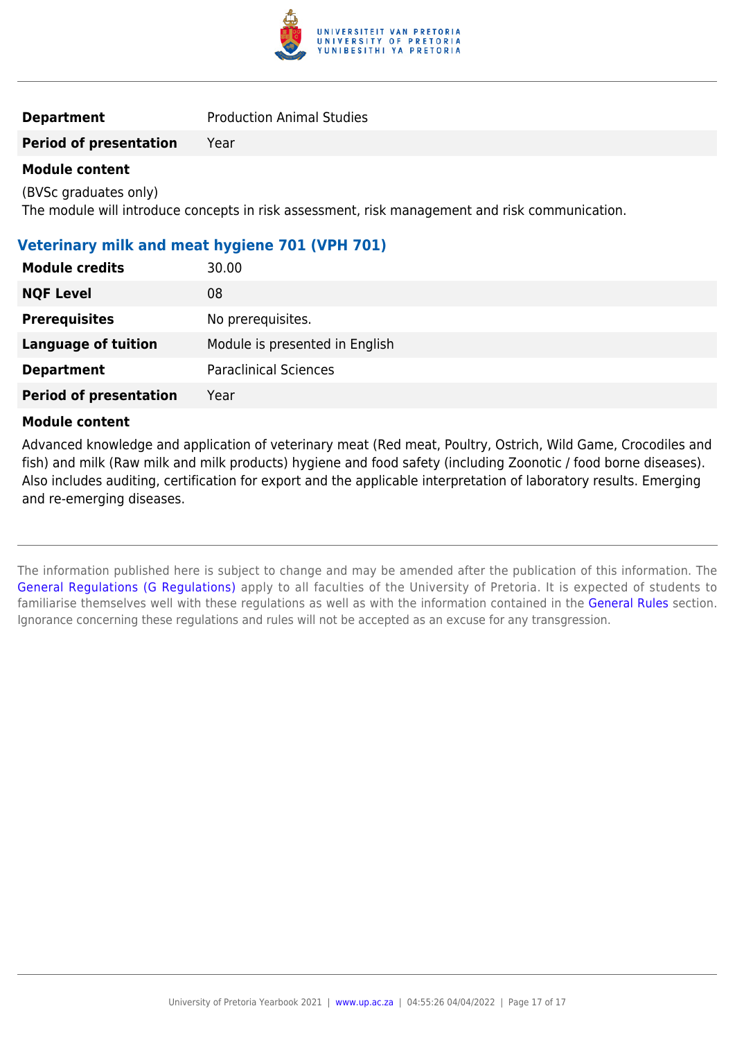| | |
|---|---|
| **Department** | Production Animal Studies |
| **Period of presentation** | Year |

**Module content**

(BVSc graduates only)
The module will introduce concepts in risk assessment, risk management and risk communication.

### Veterinary milk and meat hygiene 701 (VPH 701)

| | |
|---|---|
| **Module credits** | 30.00 |
| **NQF Level** | 08 |
| **Prerequisites** | No prerequisites. |
| **Language of tuition** | Module is presented in English |
| **Department** | Paraclinical Sciences |
| **Period of presentation** | Year |

**Module content**

Advanced knowledge and application of veterinary meat (Red meat, Poultry, Ostrich, Wild Game, Crocodiles and fish) and milk (Raw milk and milk products) hygiene and food safety (including Zoonotic / food borne diseases). Also includes auditing, certification for export and the applicable interpretation of laboratory results. Emerging and re-emerging diseases.

The information published here is subject to change and may be amended after the publication of this information. The General Regulations (G Regulations) apply to all faculties of the University of Pretoria. It is expected of students to familiarise themselves well with these regulations as well as with the information contained in the General Rules section. Ignorance concerning these regulations and rules will not be accepted as an excuse for any transgression.